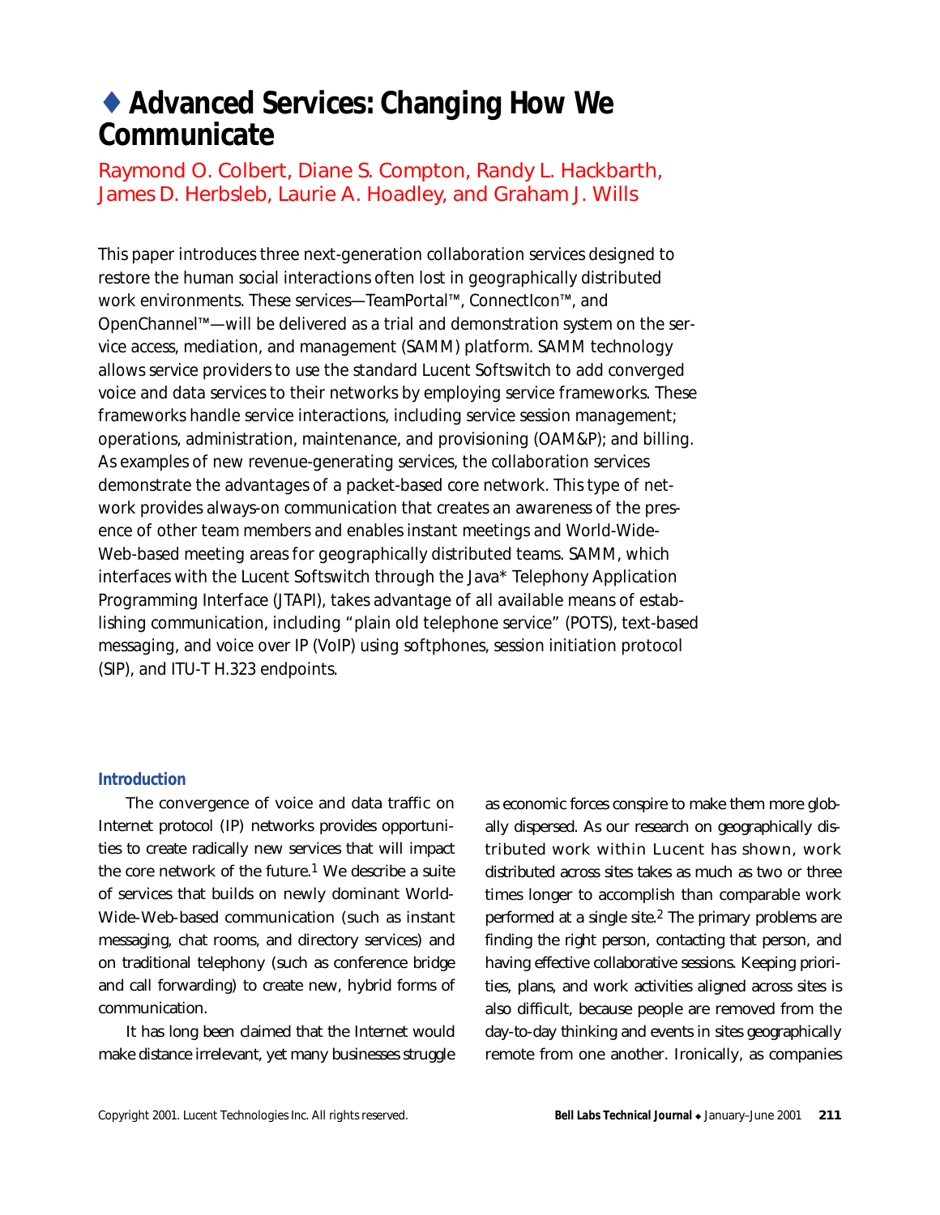# ♦ Advanced Services: Changing How We Communicate

Raymond O. Colbert, Diane S. Compton, Randy L. Hackbarth, James D. Herbsleb, Laurie A. Hoadley, and Graham J. Wills

This paper introduces three next-generation collaboration services designed to restore the human social interactions often lost in geographically distributed work environments. These services—TeamPortal™, ConnectIcon™, and OpenChannel™—will be delivered as a trial and demonstration system on the service access, mediation, and management (SAMM) platform. SAMM technology allows service providers to use the standard Lucent Softswitch to add converged voice and data services to their networks by employing service frameworks. These frameworks handle service interactions, including service session management; operations, administration, maintenance, and provisioning (OAM&P); and billing. As examples of new revenue-generating services, the collaboration services demonstrate the advantages of a packet-based core network. This type of network provides always-on communication that creates an awareness of the presence of other team members and enables instant meetings and World-Wide-Web-based meeting areas for geographically distributed teams. SAMM, which interfaces with the Lucent Softswitch through the Java* Telephony Application Programming Interface (JTAPI), takes advantage of all available means of establishing communication, including "plain old telephone service" (POTS), text-based messaging, and voice over IP (VoIP) using softphones, session initiation protocol (SIP), and ITU-T H.323 endpoints.

## Introduction

The convergence of voice and data traffic on Internet protocol (IP) networks provides opportunities to create radically new services that will impact the core network of the future.[1] We describe a suite of services that builds on newly dominant World-Wide-Web-based communication (such as instant messaging, chat rooms, and directory services) and on traditional telephony (such as conference bridge and call forwarding) to create new, hybrid forms of communication.

It has long been claimed that the Internet would make distance irrelevant, yet many businesses struggle as economic forces conspire to make them more globally dispersed. As our research on geographically distributed work within Lucent has shown, work distributed across sites takes as much as two or three times longer to accomplish than comparable work performed at a single site.[2] The primary problems are finding the right person, contacting that person, and having effective collaborative sessions. Keeping priorities, plans, and work activities aligned across sites is also difficult, because people are removed from the day-to-day thinking and events in sites geographically remote from one another. Ironically, as companies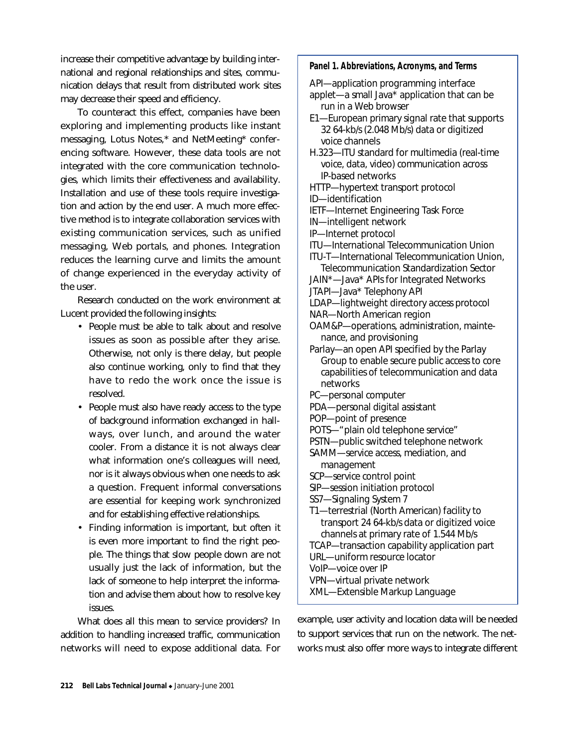increase their competitive advantage by building international and regional relationships and sites, communication delays that result from distributed work sites may decrease their speed and efficiency.

To counteract this effect, companies have been exploring and implementing products like instant messaging, Lotus Notes,* and NetMeeting* conferencing software. However, these data tools are not integrated with the core communication technologies, which limits their effectiveness and availability. Installation and use of these tools require investigation and action by the end user. A much more effective method is to integrate collaboration services with existing communication services, such as unified messaging, Web portals, and phones. Integration reduces the learning curve and limits the amount of change experienced in the everyday activity of the user.

Research conducted on the work environment at Lucent provided the following insights:

- People must be able to talk about and resolve issues as soon as possible after they arise. Otherwise, not only is there delay, but people also continue working, only to find that they have to redo the work once the issue is resolved.
- People must also have ready access to the type of background information exchanged in hallways, over lunch, and around the water cooler. From a distance it is not always clear what information one's colleagues will need, nor is it always obvious when one needs to ask a question. Frequent informal conversations are essential for keeping work synchronized and for establishing effective relationships.
- Finding information is important, but often it is even more important to find the right people. The things that slow people down are not usually just the lack of information, but the lack of someone to help interpret the information and advise them about how to resolve key issues.

What does all this mean to service providers? In addition to handling increased traffic, communication networks will need to expose additional data. For example, user activity and location data will be needed to support services that run on the network. The networks must also offer more ways to integrate different

**Panel 1. Abbreviations, Acronyms, and Terms**

API—application programming interface
applet—a small Java* application that can be run in a Web browser
E1—European primary signal rate that supports 32 64-kb/s (2.048 Mb/s) data or digitized voice channels
H.323—ITU standard for multimedia (real-time voice, data, video) communication across IP-based networks
HTTP—hypertext transport protocol
ID—identification
IETF—Internet Engineering Task Force
IN—intelligent network
IP—Internet protocol
ITU—International Telecommunication Union
ITU-T—International Telecommunication Union, Telecommunication Standardization Sector
JAIN*—Java* APIs for Integrated Networks
JTAPI—Java* Telephony API
LDAP—lightweight directory access protocol
NAR—North American region
OAM&P—operations, administration, maintenance, and provisioning
Parlay—an open API specified by the Parlay Group to enable secure public access to core capabilities of telecommunication and data networks
PC—personal computer
PDA—personal digital assistant
POP—point of presence
POTS—"plain old telephone service"
PSTN—public switched telephone network
SAMM—service access, mediation, and management
SCP—service control point
SIP—session initiation protocol
SS7—Signaling System 7
T1—terrestrial (North American) facility to transport 24 64-kb/s data or digitized voice channels at primary rate of 1.544 Mb/s
TCAP—transaction capability application part
URL—uniform resource locator
VoIP—voice over IP
VPN—virtual private network
XML—Extensible Markup Language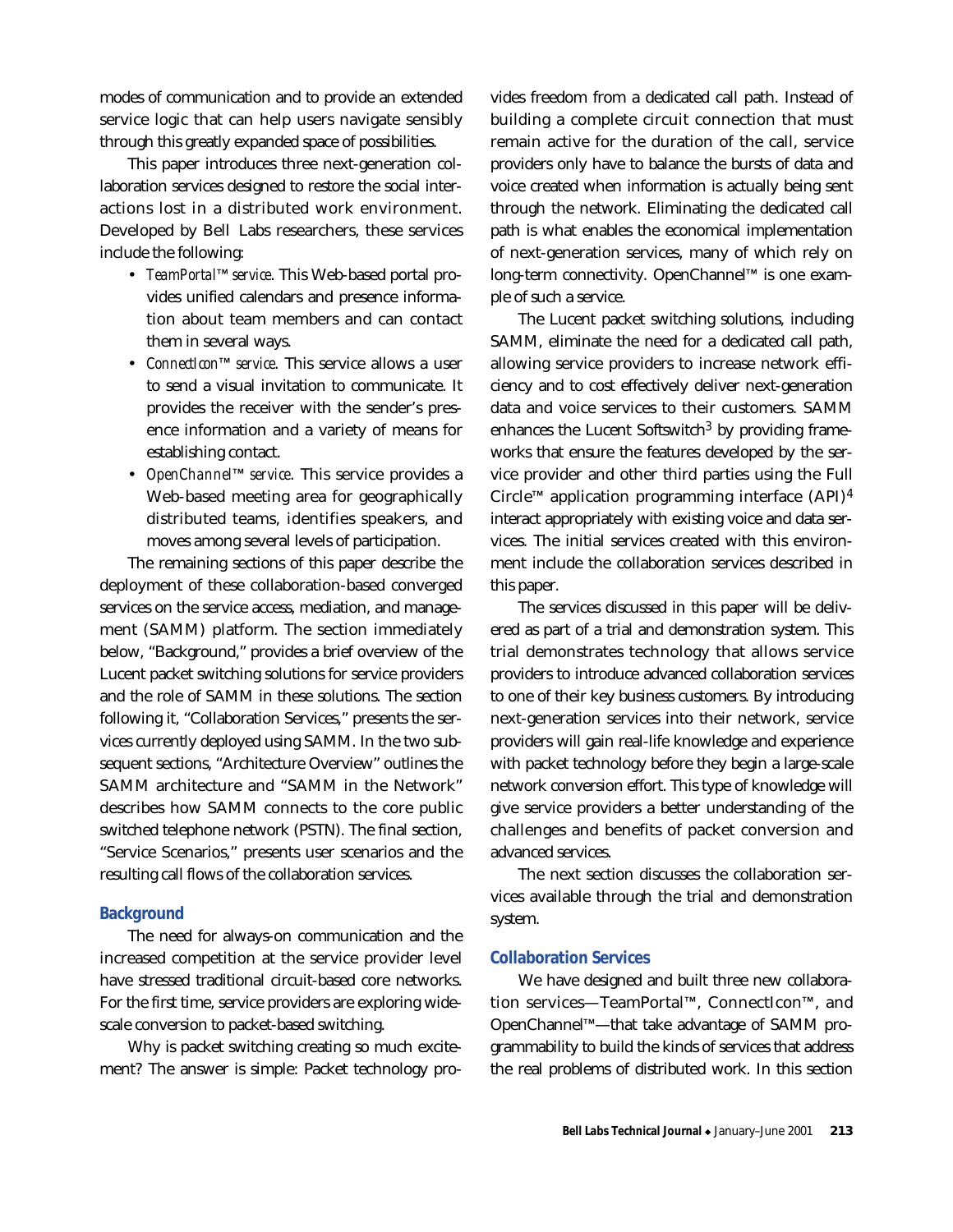modes of communication and to provide an extended service logic that can help users navigate sensibly through this greatly expanded space of possibilities.

This paper introduces three next-generation collaboration services designed to restore the social interactions lost in a distributed work environment. Developed by Bell Labs researchers, these services include the following:

- *TeamPortal™ service*. This Web-based portal provides unified calendars and presence information about team members and can contact them in several ways.
- *ConnectIcon™ service*. This service allows a user to send a visual invitation to communicate. It provides the receiver with the sender's presence information and a variety of means for establishing contact.
- *OpenChannel™ service*. This service provides a Web-based meeting area for geographically distributed teams, identifies speakers, and moves among several levels of participation.

The remaining sections of this paper describe the deployment of these collaboration-based converged services on the service access, mediation, and management (SAMM) platform. The section immediately below, "Background," provides a brief overview of the Lucent packet switching solutions for service providers and the role of SAMM in these solutions. The section following it, "Collaboration Services," presents the services currently deployed using SAMM. In the two subsequent sections, "Architecture Overview" outlines the SAMM architecture and "SAMM in the Network" describes how SAMM connects to the core public switched telephone network (PSTN). The final section, "Service Scenarios," presents user scenarios and the resulting call flows of the collaboration services.

## Background

The need for always-on communication and the increased competition at the service provider level have stressed traditional circuit-based core networks. For the first time, service providers are exploring wide-scale conversion to packet-based switching.

Why is packet switching creating so much excitement? The answer is simple: Packet technology provides freedom from a dedicated call path. Instead of building a complete circuit connection that must remain active for the duration of the call, service providers only have to balance the bursts of data and voice created when information is actually being sent through the network. Eliminating the dedicated call path is what enables the economical implementation of next-generation services, many of which rely on long-term connectivity. OpenChannel™ is one example of such a service.

The Lucent packet switching solutions, including SAMM, eliminate the need for a dedicated call path, allowing service providers to increase network efficiency and to cost effectively deliver next-generation data and voice services to their customers. SAMM enhances the Lucent Softswitch[3] by providing frameworks that ensure the features developed by the service provider and other third parties using the Full Circle™ application programming interface (API)[4] interact appropriately with existing voice and data services. The initial services created with this environment include the collaboration services described in this paper.

The services discussed in this paper will be delivered as part of a trial and demonstration system. This trial demonstrates technology that allows service providers to introduce advanced collaboration services to one of their key business customers. By introducing next-generation services into their network, service providers will gain real-life knowledge and experience with packet technology before they begin a large-scale network conversion effort. This type of knowledge will give service providers a better understanding of the challenges and benefits of packet conversion and advanced services.

The next section discusses the collaboration services available through the trial and demonstration system.

## Collaboration Services

We have designed and built three new collaboration services—TeamPortal™, ConnectIcon™, and OpenChannel™—that take advantage of SAMM programmability to build the kinds of services that address the real problems of distributed work. In this section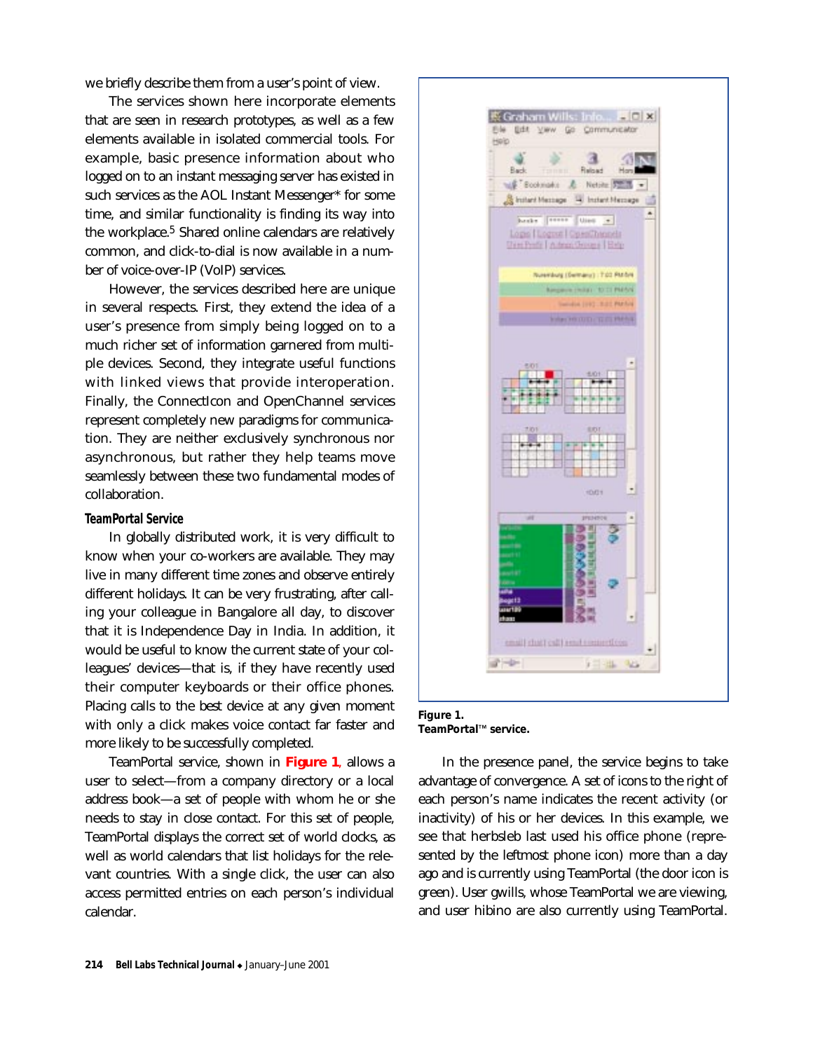we briefly describe them from a user's point of view.

The services shown here incorporate elements that are seen in research prototypes, as well as a few elements available in isolated commercial tools. For example, basic presence information about who logged on to an instant messaging server has existed in such services as the AOL Instant Messenger* for some time, and similar functionality is finding its way into the workplace.[5] Shared online calendars are relatively common, and click-to-dial is now available in a number of voice-over-IP (VoIP) services.

However, the services described here are unique in several respects. First, they extend the idea of a user's presence from simply being logged on to a much richer set of information garnered from multiple devices. Second, they integrate useful functions with linked views that provide interoperation. Finally, the ConnectIcon and OpenChannel services represent completely new paradigms for communication. They are neither exclusively synchronous nor asynchronous, but rather they help teams move seamlessly between these two fundamental modes of collaboration.

### TeamPortal Service

In globally distributed work, it is very difficult to know when your co-workers are available. They may live in many different time zones and observe entirely different holidays. It can be very frustrating, after calling your colleague in Bangalore all day, to discover that it is Independence Day in India. In addition, it would be useful to know the current state of your colleagues' devices—that is, if they have recently used their computer keyboards or their office phones. Placing calls to the best device at any given moment with only a click makes voice contact far faster and more likely to be successfully completed.

TeamPortal service, shown in **Figure 1**, allows a user to select—from a company directory or a local address book—a set of people with whom he or she needs to stay in close contact. For this set of people, TeamPortal displays the correct set of world clocks, as well as world calendars that list holidays for the relevant countries. With a single click, the user can also access permitted entries on each person's individual calendar.

**Figure 1.**
**TeamPortal™ service.**

In the presence panel, the service begins to take advantage of convergence. A set of icons to the right of each person's name indicates the recent activity (or inactivity) of his or her devices. In this example, we see that herbsleb last used his office phone (represented by the leftmost phone icon) more than a day ago and is currently using TeamPortal (the door icon is green). User gwills, whose TeamPortal we are viewing, and user hibino are also currently using TeamPortal.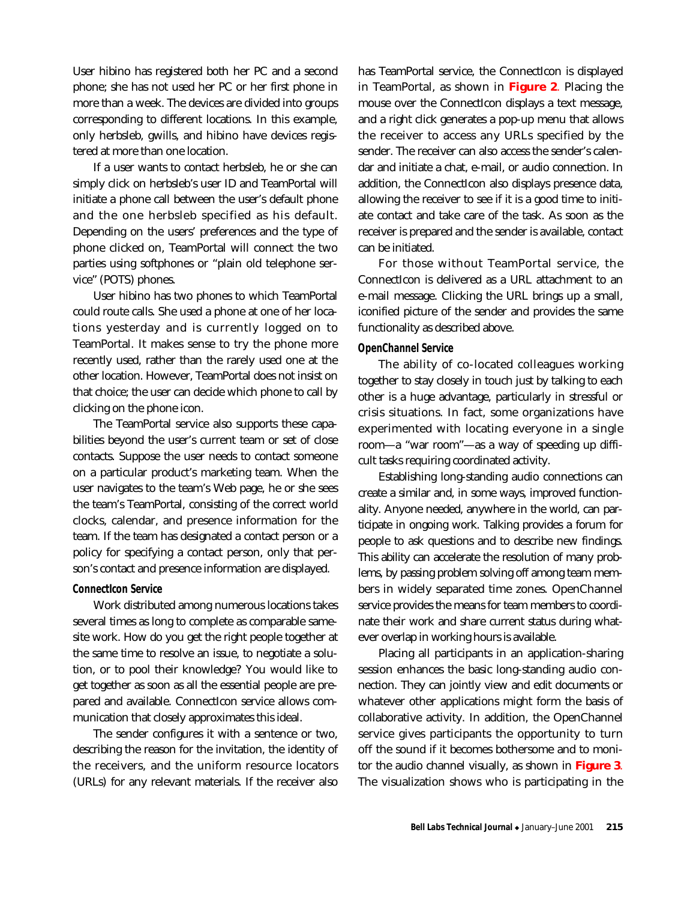User hibino has registered both her PC and a second phone; she has not used her PC or her first phone in more than a week. The devices are divided into groups corresponding to different locations. In this example, only herbsleb, gwills, and hibino have devices registered at more than one location.

If a user wants to contact herbsleb, he or she can simply click on herbsleb's user ID and TeamPortal will initiate a phone call between the user's default phone and the one herbsleb specified as his default. Depending on the users' preferences and the type of phone clicked on, TeamPortal will connect the two parties using softphones or "plain old telephone service" (POTS) phones.

User hibino has two phones to which TeamPortal could route calls. She used a phone at one of her locations yesterday and is currently logged on to TeamPortal. It makes sense to try the phone more recently used, rather than the rarely used one at the other location. However, TeamPortal does not insist on that choice; the user can decide which phone to call by clicking on the phone icon.

The TeamPortal service also supports these capabilities beyond the user's current team or set of close contacts. Suppose the user needs to contact someone on a particular product's marketing team. When the user navigates to the team's Web page, he or she sees the team's TeamPortal, consisting of the correct world clocks, calendar, and presence information for the team. If the team has designated a contact person or a policy for specifying a contact person, only that person's contact and presence information are displayed.

#### ConnectIcon Service

Work distributed among numerous locations takes several times as long to complete as comparable same-site work. How do you get the right people together at the same time to resolve an issue, to negotiate a solution, or to pool their knowledge? You would like to get together as soon as all the essential people are prepared and available. ConnectIcon service allows communication that closely approximates this ideal.

The sender configures it with a sentence or two, describing the reason for the invitation, the identity of the receivers, and the uniform resource locators (URLs) for any relevant materials. If the receiver also has TeamPortal service, the ConnectIcon is displayed in TeamPortal, as shown in **Figure 2**. Placing the mouse over the ConnectIcon displays a text message, and a right click generates a pop-up menu that allows the receiver to access any URLs specified by the sender. The receiver can also access the sender's calendar and initiate a chat, e-mail, or audio connection. In addition, the ConnectIcon also displays presence data, allowing the receiver to see if it is a good time to initiate contact and take care of the task. As soon as the receiver is prepared and the sender is available, contact can be initiated.

For those without TeamPortal service, the ConnectIcon is delivered as a URL attachment to an e-mail message. Clicking the URL brings up a small, iconified picture of the sender and provides the same functionality as described above.

#### OpenChannel Service

The ability of co-located colleagues working together to stay closely in touch just by talking to each other is a huge advantage, particularly in stressful or crisis situations. In fact, some organizations have experimented with locating everyone in a single room—a "war room"—as a way of speeding up difficult tasks requiring coordinated activity.

Establishing long-standing audio connections can create a similar and, in some ways, improved functionality. Anyone needed, anywhere in the world, can participate in ongoing work. Talking provides a forum for people to ask questions and to describe new findings. This ability can accelerate the resolution of many problems, by passing problem solving off among team members in widely separated time zones. OpenChannel service provides the means for team members to coordinate their work and share current status during whatever overlap in working hours is available.

Placing all participants in an application-sharing session enhances the basic long-standing audio connection. They can jointly view and edit documents or whatever other applications might form the basis of collaborative activity. In addition, the OpenChannel service gives participants the opportunity to turn off the sound if it becomes bothersome and to monitor the audio channel visually, as shown in **Figure 3**. The visualization shows who is participating in the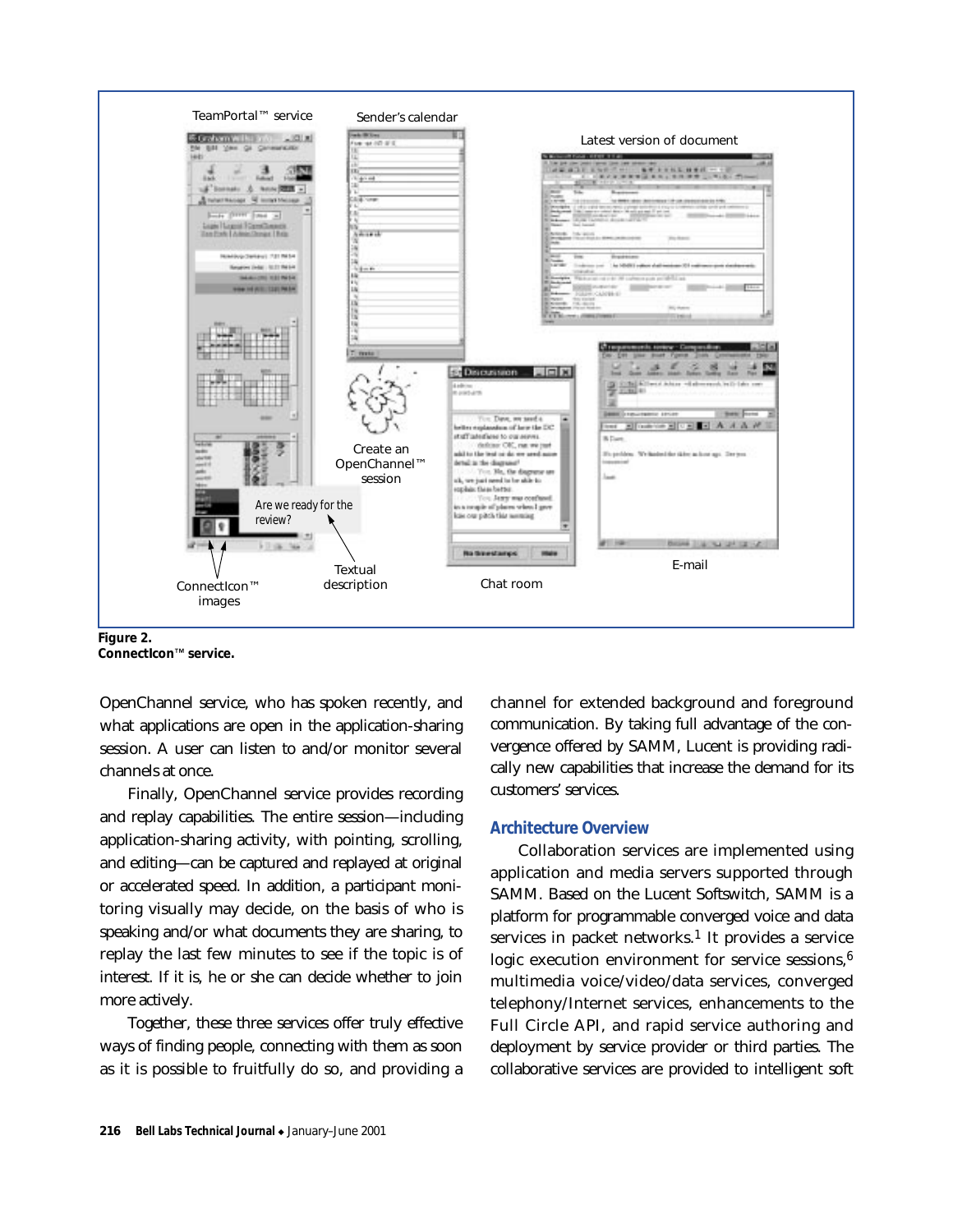**Figure 2.**
**ConnectIcon™ service.**

OpenChannel service, who has spoken recently, and what applications are open in the application-sharing session. A user can listen to and/or monitor several channels at once.

Finally, OpenChannel service provides recording and replay capabilities. The entire session—including application-sharing activity, with pointing, scrolling, and editing—can be captured and replayed at original or accelerated speed. In addition, a participant monitoring visually may decide, on the basis of who is speaking and/or what documents they are sharing, to replay the last few minutes to see if the topic is of interest. If it is, he or she can decide whether to join more actively.

Together, these three services offer truly effective ways of finding people, connecting with them as soon as it is possible to fruitfully do so, and providing a channel for extended background and foreground communication. By taking full advantage of the convergence offered by SAMM, Lucent is providing radically new capabilities that increase the demand for its customers' services.

## Architecture Overview

Collaboration services are implemented using application and media servers supported through SAMM. Based on the Lucent Softswitch, SAMM is a platform for programmable converged voice and data services in packet networks.[1] It provides a service logic execution environment for service sessions,[6] multimedia voice/video/data services, converged telephony/Internet services, enhancements to the Full Circle API, and rapid service authoring and deployment by service provider or third parties. The collaborative services are provided to intelligent soft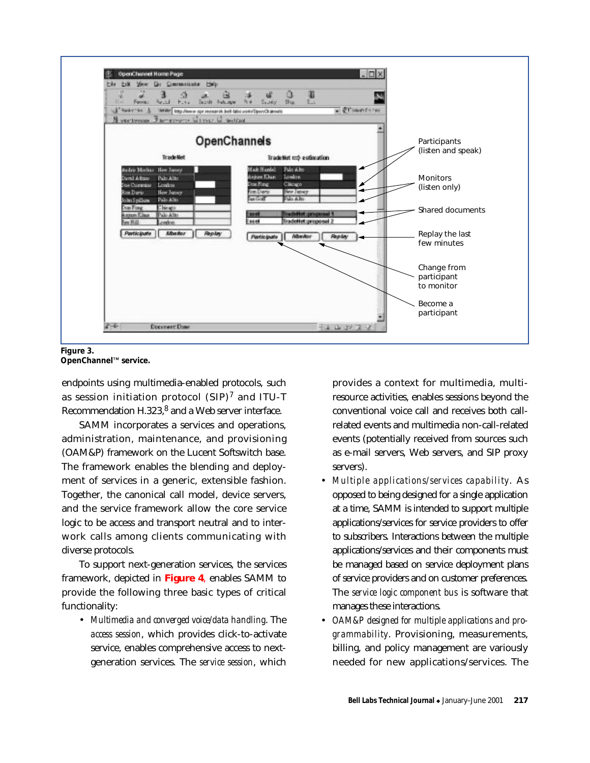Participants (listen and speak)

Monitors (listen only)

Shared documents

Replay the last few minutes

Change from participant to monitor

Become a participant

**Figure 3.**
**OpenChannel™ service.**

endpoints using multimedia-enabled protocols, such as session initiation protocol (SIP)[7] and ITU-T Recommendation H.323,[8] and a Web server interface.

SAMM incorporates a services and operations, administration, maintenance, and provisioning (OAM&P) framework on the Lucent Softswitch base. The framework enables the blending and deployment of services in a generic, extensible fashion. Together, the canonical call model, device servers, and the service framework allow the core service logic to be access and transport neutral and to interwork calls among clients communicating with diverse protocols.

To support next-generation services, the services framework, depicted in **Figure 4**, enables SAMM to provide the following three basic types of critical functionality:

- *Multimedia and converged voice/data handling*. The *access session*, which provides click-to-activate service, enables comprehensive access to next-generation services. The *service session*, which provides a context for multimedia, multiresource activities, enables sessions beyond the conventional voice call and receives both call-related events and multimedia non-call-related events (potentially received from sources such as e-mail servers, Web servers, and SIP proxy servers).
- *Multiple applications/services capability*. As opposed to being designed for a single application at a time, SAMM is intended to support multiple applications/services for service providers to offer to subscribers. Interactions between the multiple applications/services and their components must be managed based on service deployment plans of service providers and on customer preferences. The *service logic component bus* is software that manages these interactions.
- *OAM&P designed for multiple applications and programmability*. Provisioning, measurements, billing, and policy management are variously needed for new applications/services. The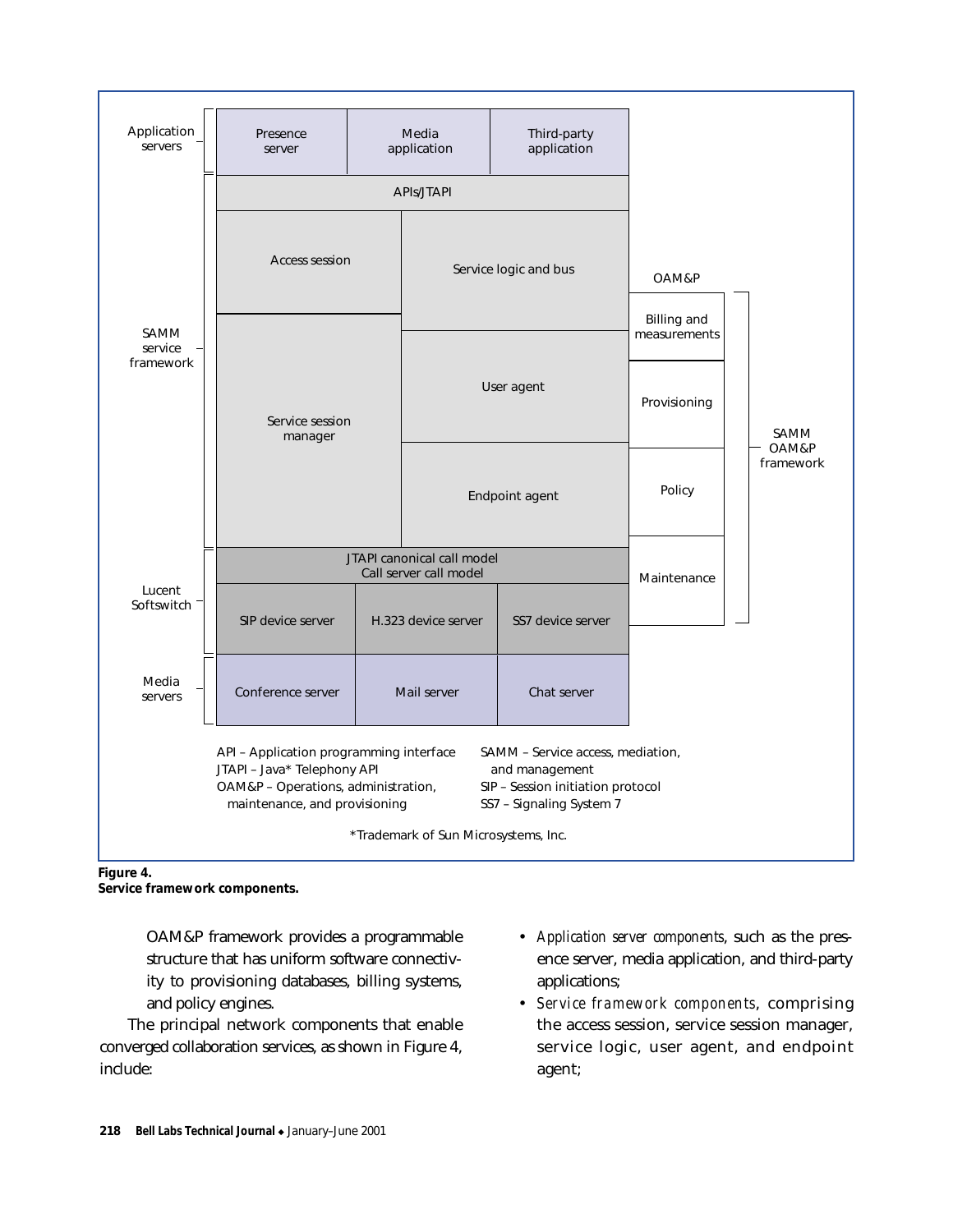Application servers

| Presence server | Media application | Third-party application |
| --- | --- | --- |

APIs/JTAPI

SAMM service framework: Access session; Service logic and bus; Service session manager; User agent; Endpoint agent

OAM&P — SAMM OAM&P framework: Billing and measurements; Provisioning; Policy; Maintenance

Lucent Softswitch: JTAPI canonical call model / Call server call model

| SIP device server | H.323 device server | SS7 device server |
| --- | --- | --- |

Media servers

| Conference server | Mail server | Chat server |
| --- | --- | --- |

API – Application programming interface
JTAPI – Java* Telephony API
OAM&P – Operations, administration, maintenance, and provisioning
SAMM – Service access, mediation, and management
SIP – Session initiation protocol
SS7 – Signaling System 7

*Trademark of Sun Microsystems, Inc.

**Figure 4.**
**Service framework components.**

OAM&P framework provides a programmable structure that has uniform software connectivity to provisioning databases, billing systems, and policy engines.

The principal network components that enable converged collaboration services, as shown in Figure 4, include:

- *Application server components*, such as the presence server, media application, and third-party applications;
- *Service framework components*, comprising the access session, service session manager, service logic, user agent, and endpoint agent;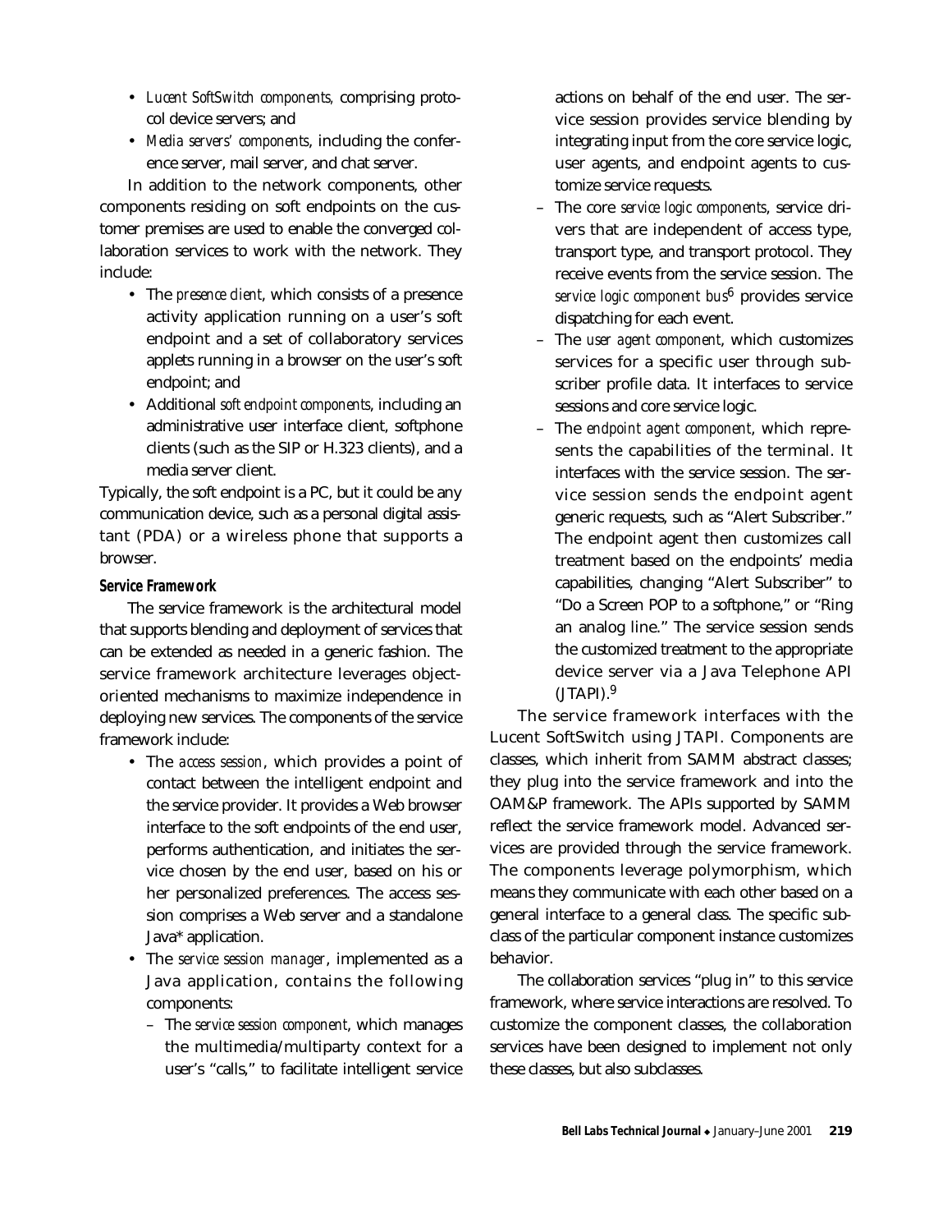- *Lucent SoftSwitch components,* comprising protocol device servers; and
- *Media servers' components*, including the conference server, mail server, and chat server.

In addition to the network components, other components residing on soft endpoints on the customer premises are used to enable the converged collaboration services to work with the network. They include:

- The *presence client*, which consists of a presence activity application running on a user's soft endpoint and a set of collaboratory services applets running in a browser on the user's soft endpoint; and
- Additional *soft endpoint components*, including an administrative user interface client, softphone clients (such as the SIP or H.323 clients), and a media server client.

Typically, the soft endpoint is a PC, but it could be any communication device, such as a personal digital assistant (PDA) or a wireless phone that supports a browser.

### Service Framework

The service framework is the architectural model that supports blending and deployment of services that can be extended as needed in a generic fashion. The service framework architecture leverages object-oriented mechanisms to maximize independence in deploying new services. The components of the service framework include:

- The *access session*, which provides a point of contact between the intelligent endpoint and the service provider. It provides a Web browser interface to the soft endpoints of the end user, performs authentication, and initiates the service chosen by the end user, based on his or her personalized preferences. The access session comprises a Web server and a standalone Java* application.
- The *service session manager*, implemented as a Java application, contains the following components:
  - The *service session component*, which manages the multimedia/multiparty context for a user's "calls," to facilitate intelligent service actions on behalf of the end user. The service session provides service blending by integrating input from the core service logic, user agents, and endpoint agents to customize service requests.
  - The core *service logic components*, service drivers that are independent of access type, transport type, and transport protocol. They receive events from the service session. The *service logic component bus*[6] provides service dispatching for each event.
  - The *user agent component*, which customizes services for a specific user through subscriber profile data. It interfaces to service sessions and core service logic.
  - The *endpoint agent component*, which represents the capabilities of the terminal. It interfaces with the service session. The service session sends the endpoint agent generic requests, such as "Alert Subscriber." The endpoint agent then customizes call treatment based on the endpoints' media capabilities, changing "Alert Subscriber" to "Do a Screen POP to a softphone," or "Ring an analog line." The service session sends the customized treatment to the appropriate device server via a Java Telephone API (JTAPI).[9]

The service framework interfaces with the Lucent SoftSwitch using JTAPI. Components are classes, which inherit from SAMM abstract classes; they plug into the service framework and into the OAM&P framework. The APIs supported by SAMM reflect the service framework model. Advanced services are provided through the service framework. The components leverage polymorphism, which means they communicate with each other based on a general interface to a general class. The specific subclass of the particular component instance customizes behavior.

The collaboration services "plug in" to this service framework, where service interactions are resolved. To customize the component classes, the collaboration services have been designed to implement not only these classes, but also subclasses.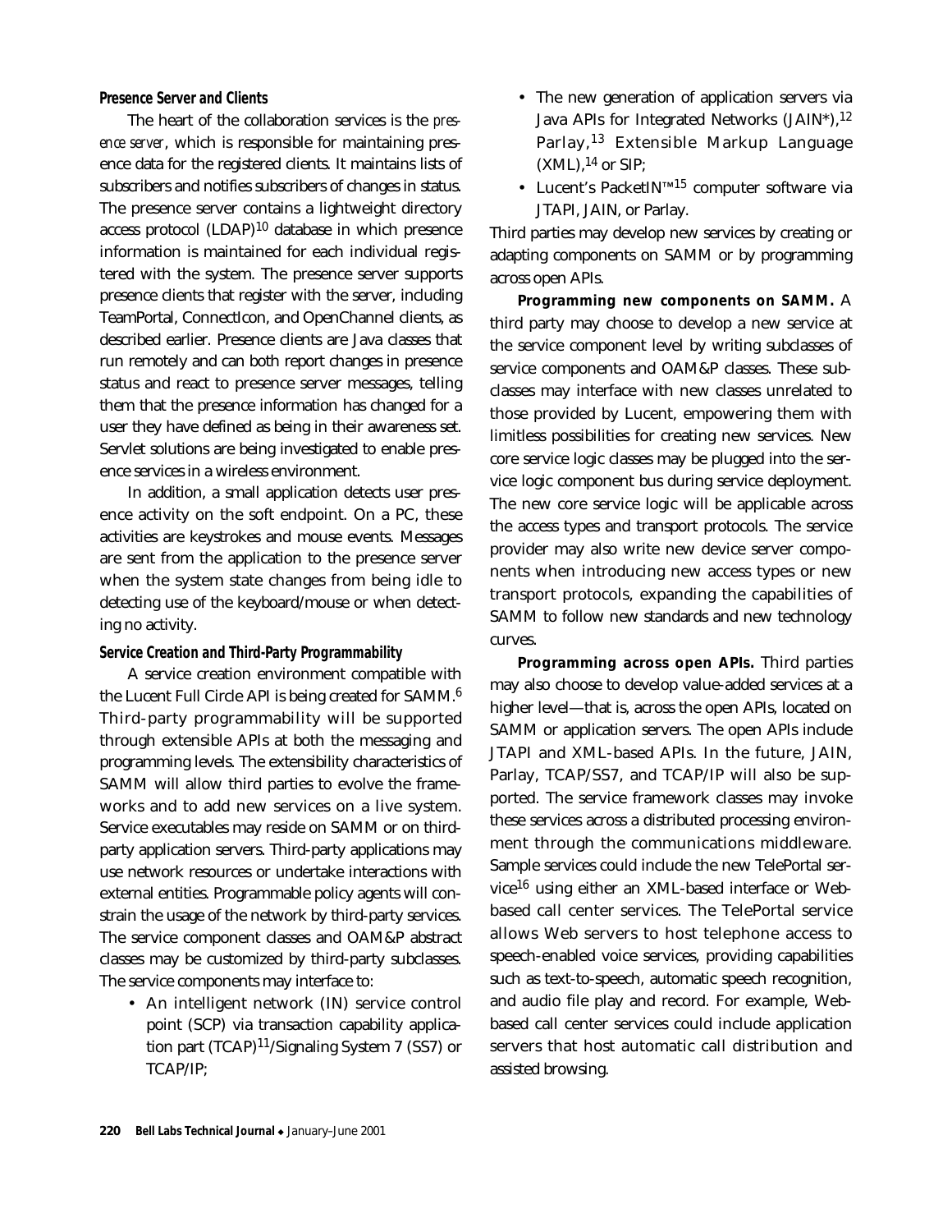### Presence Server and Clients

The heart of the collaboration services is the *presence server*, which is responsible for maintaining presence data for the registered clients. It maintains lists of subscribers and notifies subscribers of changes in status. The presence server contains a lightweight directory access protocol (LDAP)[10] database in which presence information is maintained for each individual registered with the system. The presence server supports presence clients that register with the server, including TeamPortal, ConnectIcon, and OpenChannel clients, as described earlier. Presence clients are Java classes that run remotely and can both report changes in presence status and react to presence server messages, telling them that the presence information has changed for a user they have defined as being in their awareness set. Servlet solutions are being investigated to enable presence services in a wireless environment.

In addition, a small application detects user presence activity on the soft endpoint. On a PC, these activities are keystrokes and mouse events. Messages are sent from the application to the presence server when the system state changes from being idle to detecting use of the keyboard/mouse or when detecting no activity.

### Service Creation and Third-Party Programmability

A service creation environment compatible with the Lucent Full Circle API is being created for SAMM.[6] Third-party programmability will be supported through extensible APIs at both the messaging and programming levels. The extensibility characteristics of SAMM will allow third parties to evolve the frameworks and to add new services on a live system. Service executables may reside on SAMM or on third-party application servers. Third-party applications may use network resources or undertake interactions with external entities. Programmable policy agents will constrain the usage of the network by third-party services. The service component classes and OAM&P abstract classes may be customized by third-party subclasses. The service components may interface to:

- An intelligent network (IN) service control point (SCP) via transaction capability application part (TCAP)[11]/Signaling System 7 (SS7) or TCAP/IP;
- The new generation of application servers via Java APIs for Integrated Networks (JAIN*),[12] Parlay,[13] Extensible Markup Language (XML),[14] or SIP;
- Lucent's PacketIN™[15] computer software via JTAPI, JAIN, or Parlay.

Third parties may develop new services by creating or adapting components on SAMM or by programming across open APIs.

**Programming new components on SAMM.** A third party may choose to develop a new service at the service component level by writing subclasses of service components and OAM&P classes. These subclasses may interface with new classes unrelated to those provided by Lucent, empowering them with limitless possibilities for creating new services. New core service logic classes may be plugged into the service logic component bus during service deployment. The new core service logic will be applicable across the access types and transport protocols. The service provider may also write new device server components when introducing new access types or new transport protocols, expanding the capabilities of SAMM to follow new standards and new technology curves.

**Programming across open APIs.** Third parties may also choose to develop value-added services at a higher level—that is, across the open APIs, located on SAMM or application servers. The open APIs include JTAPI and XML-based APIs. In the future, JAIN, Parlay, TCAP/SS7, and TCAP/IP will also be supported. The service framework classes may invoke these services across a distributed processing environment through the communications middleware. Sample services could include the new TelePortal service[16] using either an XML-based interface or Web-based call center services. The TelePortal service allows Web servers to host telephone access to speech-enabled voice services, providing capabilities such as text-to-speech, automatic speech recognition, and audio file play and record. For example, Web-based call center services could include application servers that host automatic call distribution and assisted browsing.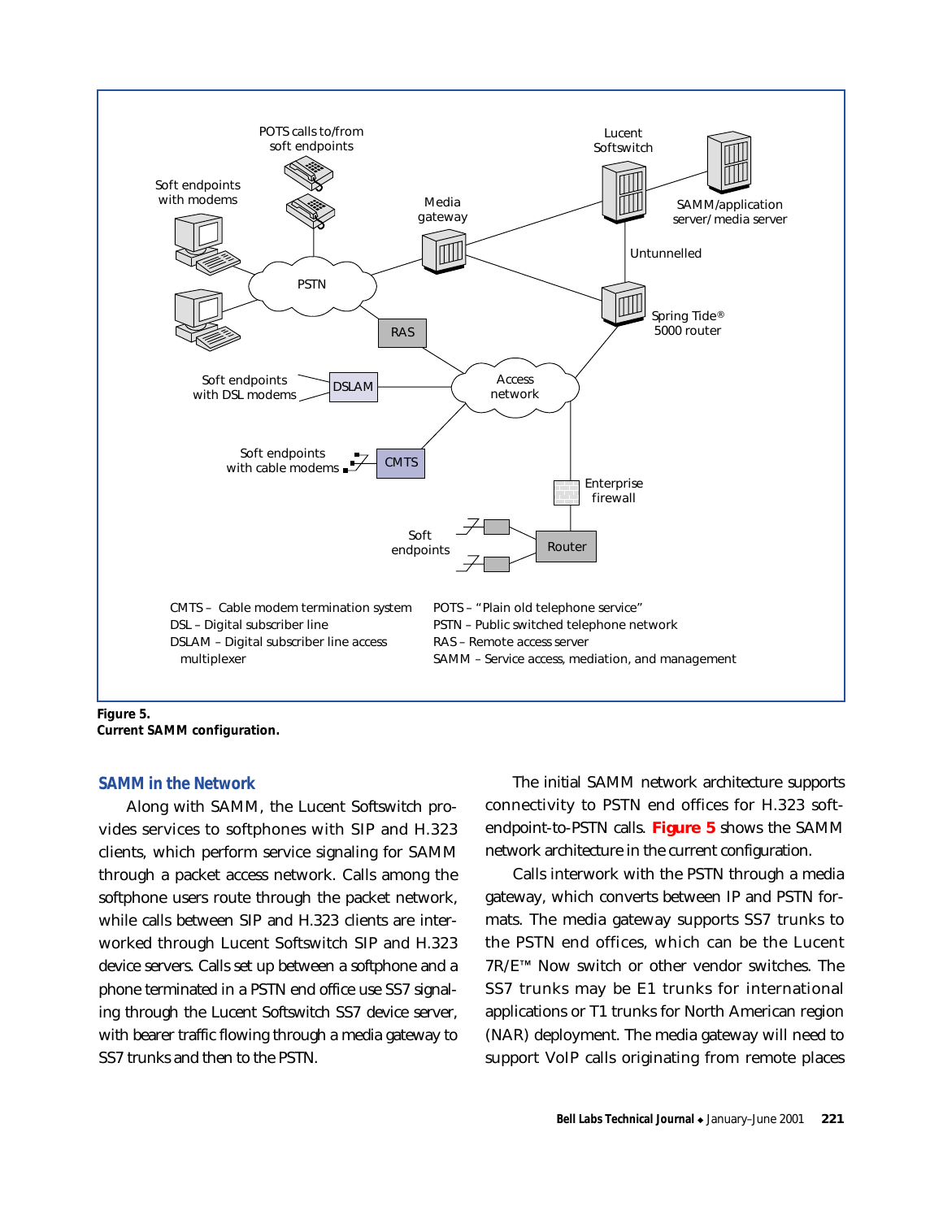CMTS – Cable modem termination system
DSL – Digital subscriber line
DSLAM – Digital subscriber line access multiplexer
POTS – "Plain old telephone service"
PSTN – Public switched telephone network
RAS – Remote access server
SAMM – Service access, mediation, and management

**Figure 5.**
**Current SAMM configuration.**

## SAMM in the Network

Along with SAMM, the Lucent Softswitch provides services to softphones with SIP and H.323 clients, which perform service signaling for SAMM through a packet access network. Calls among the softphone users route through the packet network, while calls between SIP and H.323 clients are interworked through Lucent Softswitch SIP and H.323 device servers. Calls set up between a softphone and a phone terminated in a PSTN end office use SS7 signaling through the Lucent Softswitch SS7 device server, with bearer traffic flowing through a media gateway to SS7 trunks and then to the PSTN.

The initial SAMM network architecture supports connectivity to PSTN end offices for H.323 softendpoint-to-PSTN calls. **Figure 5** shows the SAMM network architecture in the current configuration.

Calls interwork with the PSTN through a media gateway, which converts between IP and PSTN formats. The media gateway supports SS7 trunks to the PSTN end offices, which can be the Lucent 7R/E™ Now switch or other vendor switches. The SS7 trunks may be E1 trunks for international applications or T1 trunks for North American region (NAR) deployment. The media gateway will need to support VoIP calls originating from remote places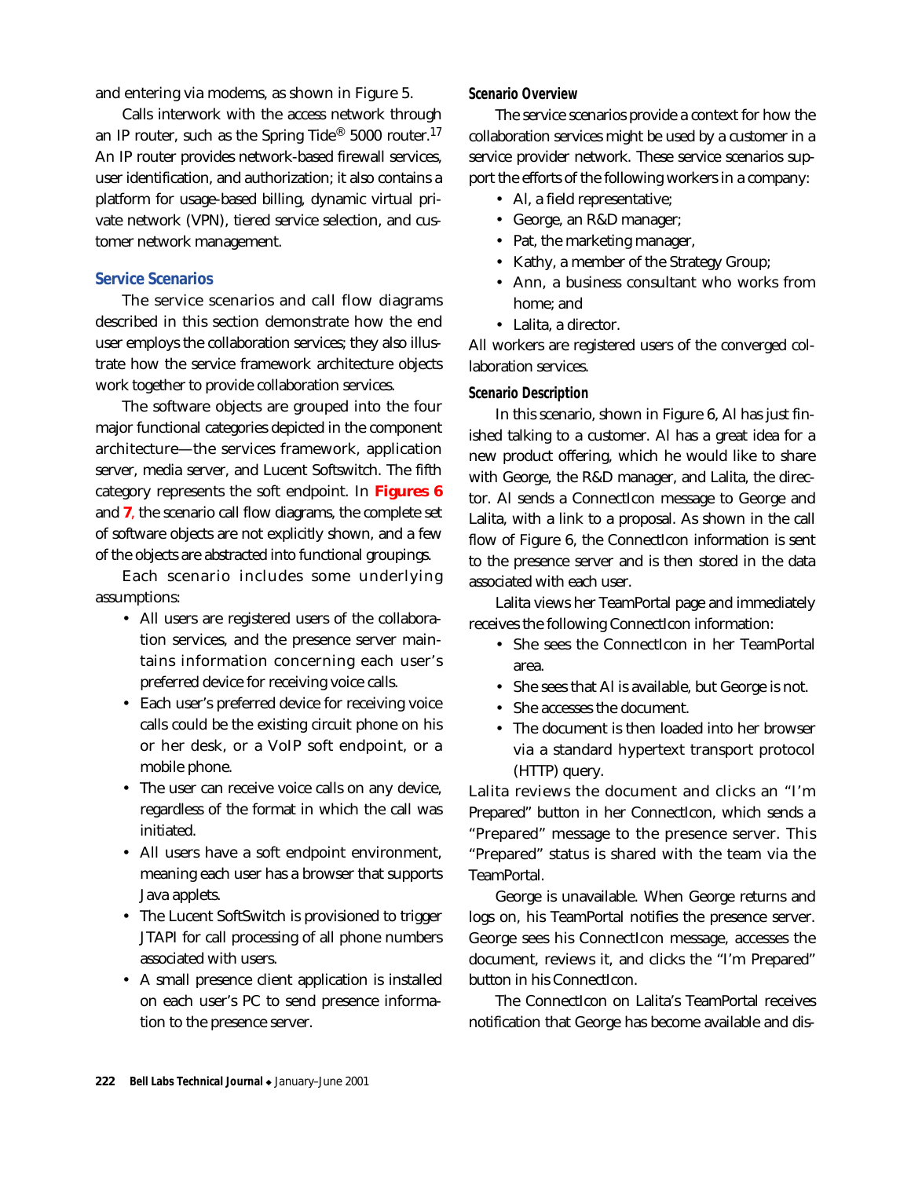and entering via modems, as shown in Figure 5.

Calls interwork with the access network through an IP router, such as the Spring Tide® 5000 router.[17] An IP router provides network-based firewall services, user identification, and authorization; it also contains a platform for usage-based billing, dynamic virtual private network (VPN), tiered service selection, and customer network management.

## Service Scenarios

The service scenarios and call flow diagrams described in this section demonstrate how the end user employs the collaboration services; they also illustrate how the service framework architecture objects work together to provide collaboration services.

The software objects are grouped into the four major functional categories depicted in the component architecture—the services framework, application server, media server, and Lucent Softswitch. The fifth category represents the soft endpoint. In **Figures 6** and **7**, the scenario call flow diagrams, the complete set of software objects are not explicitly shown, and a few of the objects are abstracted into functional groupings.

Each scenario includes some underlying assumptions:

- All users are registered users of the collaboration services, and the presence server maintains information concerning each user's preferred device for receiving voice calls.
- Each user's preferred device for receiving voice calls could be the existing circuit phone on his or her desk, or a VoIP soft endpoint, or a mobile phone.
- The user can receive voice calls on any device, regardless of the format in which the call was initiated.
- All users have a soft endpoint environment, meaning each user has a browser that supports Java applets.
- The Lucent SoftSwitch is provisioned to trigger JTAPI for call processing of all phone numbers associated with users.
- A small presence client application is installed on each user's PC to send presence information to the presence server.

### Scenario Overview

The service scenarios provide a context for how the collaboration services might be used by a customer in a service provider network. These service scenarios support the efforts of the following workers in a company:

- Al, a field representative;
- George, an R&D manager;
- Pat, the marketing manager,
- Kathy, a member of the Strategy Group;
- Ann, a business consultant who works from home; and
- Lalita, a director.

All workers are registered users of the converged collaboration services.

### Scenario Description

In this scenario, shown in Figure 6, Al has just finished talking to a customer. Al has a great idea for a new product offering, which he would like to share with George, the R&D manager, and Lalita, the director. Al sends a ConnectIcon message to George and Lalita, with a link to a proposal. As shown in the call flow of Figure 6, the ConnectIcon information is sent to the presence server and is then stored in the data associated with each user.

Lalita views her TeamPortal page and immediately receives the following ConnectIcon information:

- She sees the ConnectIcon in her TeamPortal area.
- She sees that Al is available, but George is not.
- She accesses the document.
- The document is then loaded into her browser via a standard hypertext transport protocol (HTTP) query.

Lalita reviews the document and clicks an "I'm Prepared" button in her ConnectIcon, which sends a "Prepared" message to the presence server. This "Prepared" status is shared with the team via the TeamPortal.

George is unavailable. When George returns and logs on, his TeamPortal notifies the presence server. George sees his ConnectIcon message, accesses the document, reviews it, and clicks the "I'm Prepared" button in his ConnectIcon.

The ConnectIcon on Lalita's TeamPortal receives notification that George has become available and dis-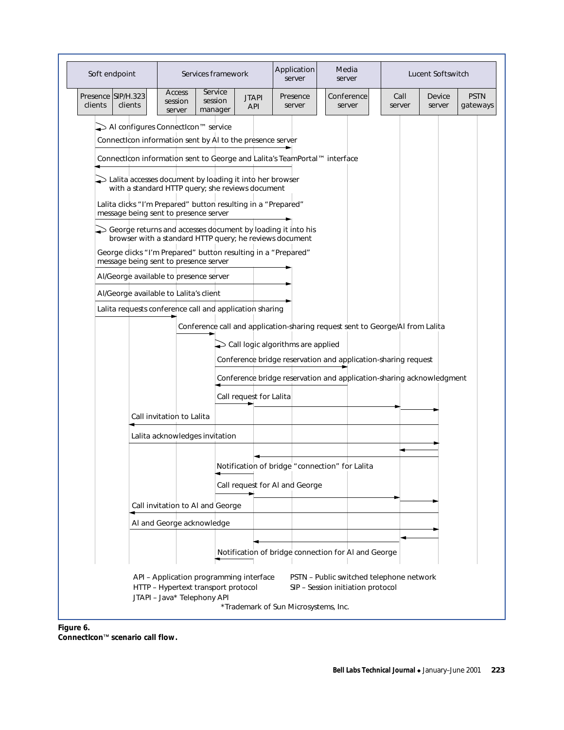| Soft endpoint | | Services framework | | | Application server | Media server | Lucent Softswitch | | |
|---|---|---|---|---|---|---|---|---|---|
| Presence clients | SIP/H.323 clients | Access session server | Service session manager | JTAPI API | Presence server | Conference server | Call server | Device server | PSTN gateways |

- Al configures ConnectIcon™ service
- ConnectIcon information sent by Al to the presence server
- ConnectIcon information sent to George and Lalita's TeamPortal™ interface
- Lalita accesses document by loading it into her browser with a standard HTTP query; she reviews document
- Lalita clicks "I'm Prepared" button resulting in a "Prepared" message being sent to presence server
- George returns and accesses document by loading it into his browser with a standard HTTP query; he reviews document
- George clicks "I'm Prepared" button resulting in a "Prepared" message being sent to presence server
- Al/George available to presence server
- Al/George available to Lalita's client
- Lalita requests conference call and application sharing
- Conference call and application-sharing request sent to George/Al from Lalita
- Call logic algorithms are applied
- Conference bridge reservation and application-sharing request
- Conference bridge reservation and application-sharing acknowledgment
- Call request for Lalita
- Call invitation to Lalita
- Lalita acknowledges invitation
- Notification of bridge "connection" for Lalita
- Call request for Al and George
- Call invitation to Al and George
- Al and George acknowledge
- Notification of bridge connection for Al and George

API – Application programming interface
HTTP – Hypertext transport protocol
JTAPI – Java* Telephony API
PSTN – Public switched telephone network
SIP – Session initiation protocol

*Trademark of Sun Microsystems, Inc.

**Figure 6.**
**ConnectIcon™ scenario call flow.**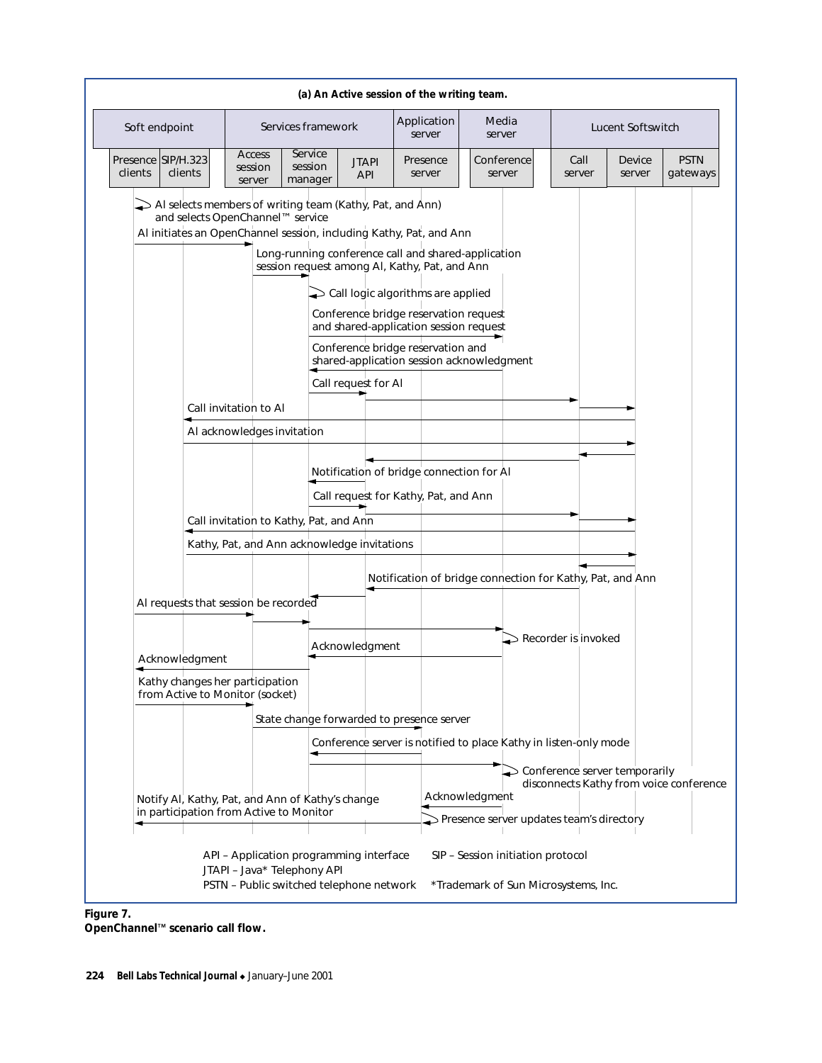**(a) An Active session of the writing team.**

| Soft endpoint | | Services framework | | | Application server | Media server | Lucent Softswitch | | |
|---|---|---|---|---|---|---|---|---|---|
| Presence clients | SIP/H.323 clients | Access session server | Service session manager | JTAPI API | Presence server | Conference server | Call server | Device server | PSTN gateways |

- Al selects members of writing team (Kathy, Pat, and Ann) and selects OpenChannel™ service
- Al initiates an OpenChannel session, including Kathy, Pat, and Ann
- Long-running conference call and shared-application session request among Al, Kathy, Pat, and Ann
- Call logic algorithms are applied
- Conference bridge reservation request and shared-application session request
- Conference bridge reservation and shared-application session acknowledgment
- Call request for Al
- Call invitation to Al
- Al acknowledges invitation
- Notification of bridge connection for Al
- Call request for Kathy, Pat, and Ann
- Call invitation to Kathy, Pat, and Ann
- Kathy, Pat, and Ann acknowledge invitations
- Notification of bridge connection for Kathy, Pat, and Ann
- Al requests that session be recorded
- Recorder is invoked
- Acknowledgment
- Acknowledgment
- Kathy changes her participation from Active to Monitor (socket)
- State change forwarded to presence server
- Conference server is notified to place Kathy in listen-only mode
- Conference server temporarily disconnects Kathy from voice conference
- Acknowledgment
- Notify Al, Kathy, Pat, and Ann of Kathy's change in participation from Active to Monitor
- Presence server updates team's directory

API – Application programming interface
JTAPI – Java* Telephony API
PSTN – Public switched telephone network
SIP – Session initiation protocol
*Trademark of Sun Microsystems, Inc.

**Figure 7.**
**OpenChannel™ scenario call flow.**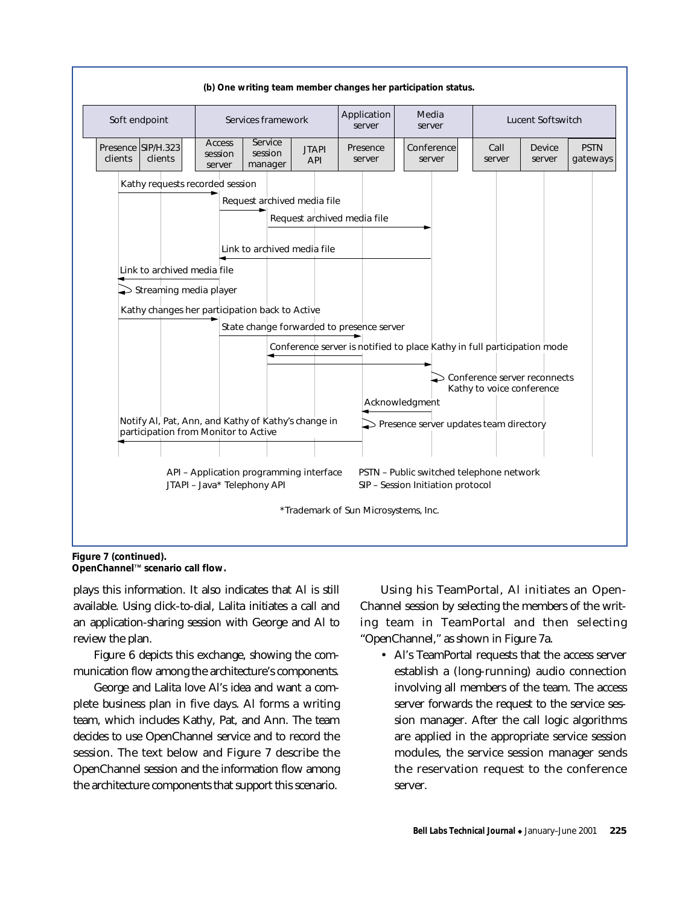(b) One writing team member changes her participation status.

| Soft endpoint | | Services framework | | | Application server | Media server | Lucent Softswitch | | |
|---|---|---|---|---|---|---|---|---|---|
| Presence clients | SIP/H.323 clients | Access session server | Service session manager | JTAPI API | Presence server | Conference server | Call server | Device server | PSTN gateways |

- Kathy requests recorded session (Presence clients → Access session server)
- Request archived media file (Access session server → Service session manager)
- Request archived media file (Service session manager → Conference server)
- Link to archived media file (Conference server → Access session server)
- Link to archived media file (Access session server → Presence clients)
- Streaming media player (Presence clients)
- Kathy changes her participation back to Active (Presence clients → Access session server)
- State change forwarded to presence server (Access session server → Presence server)
- Conference server is notified to place Kathy in full participation mode (Presence server → Service session manager → Conference server)
- Conference server reconnects Kathy to voice conference (Conference server)
- Acknowledgment (Conference server → Presence server)
- Presence server updates team directory (Presence server)
- Notify Al, Pat, Ann, and Kathy of Kathy's change in participation from Monitor to Active (Presence server → Presence clients)

API – Application programming interface
JTAPI – Java* Telephony API
PSTN – Public switched telephone network
SIP – Session Initiation protocol

*Trademark of Sun Microsystems, Inc.

**Figure 7 (continued).**
**OpenChannel™ scenario call flow.**

plays this information. It also indicates that Al is still available. Using click-to-dial, Lalita initiates a call and an application-sharing session with George and Al to review the plan.

Figure 6 depicts this exchange, showing the communication flow among the architecture's components.

George and Lalita love Al's idea and want a complete business plan in five days. Al forms a writing team, which includes Kathy, Pat, and Ann. The team decides to use OpenChannel service and to record the session. The text below and Figure 7 describe the OpenChannel session and the information flow among the architecture components that support this scenario.

Using his TeamPortal, Al initiates an OpenChannel session by selecting the members of the writing team in TeamPortal and then selecting "OpenChannel," as shown in Figure 7a.

- Al's TeamPortal requests that the access server establish a (long-running) audio connection involving all members of the team. The access server forwards the request to the service session manager. After the call logic algorithms are applied in the appropriate service session modules, the service session manager sends the reservation request to the conference server.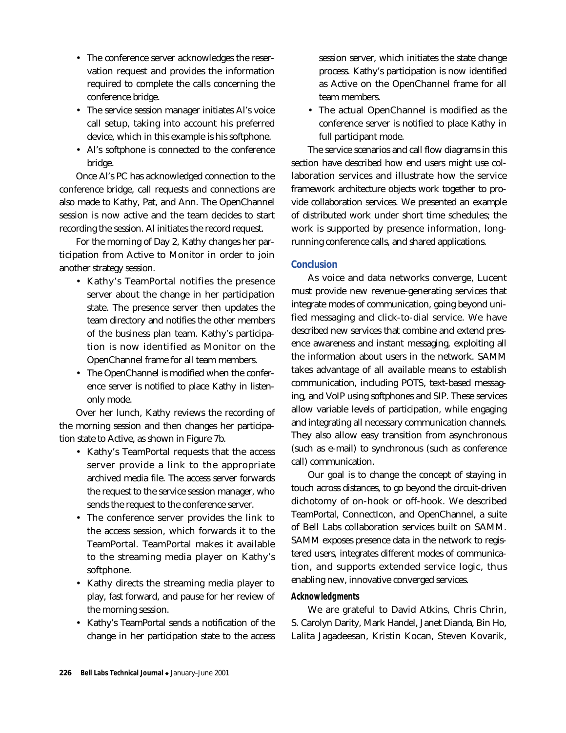- The conference server acknowledges the reservation request and provides the information required to complete the calls concerning the conference bridge.
- The service session manager initiates Al's voice call setup, taking into account his preferred device, which in this example is his softphone.
- Al's softphone is connected to the conference bridge.

Once Al's PC has acknowledged connection to the conference bridge, call requests and connections are also made to Kathy, Pat, and Ann. The OpenChannel session is now active and the team decides to start recording the session. Al initiates the record request.

For the morning of Day 2, Kathy changes her participation from Active to Monitor in order to join another strategy session.

- Kathy's TeamPortal notifies the presence server about the change in her participation state. The presence server then updates the team directory and notifies the other members of the business plan team. Kathy's participation is now identified as Monitor on the OpenChannel frame for all team members.
- The OpenChannel is modified when the conference server is notified to place Kathy in listen-only mode.

Over her lunch, Kathy reviews the recording of the morning session and then changes her participation state to Active, as shown in Figure 7b.

- Kathy's TeamPortal requests that the access server provide a link to the appropriate archived media file. The access server forwards the request to the service session manager, who sends the request to the conference server.
- The conference server provides the link to the access session, which forwards it to the TeamPortal. TeamPortal makes it available to the streaming media player on Kathy's softphone.
- Kathy directs the streaming media player to play, fast forward, and pause for her review of the morning session.
- Kathy's TeamPortal sends a notification of the change in her participation state to the access session server, which initiates the state change process. Kathy's participation is now identified as Active on the OpenChannel frame for all team members.
- The actual OpenChannel is modified as the conference server is notified to place Kathy in full participant mode.

The service scenarios and call flow diagrams in this section have described how end users might use collaboration services and illustrate how the service framework architecture objects work together to provide collaboration services. We presented an example of distributed work under short time schedules; the work is supported by presence information, long-running conference calls, and shared applications.

## Conclusion

As voice and data networks converge, Lucent must provide new revenue-generating services that integrate modes of communication, going beyond unified messaging and click-to-dial service. We have described new services that combine and extend presence awareness and instant messaging, exploiting all the information about users in the network. SAMM takes advantage of all available means to establish communication, including POTS, text-based messaging, and VoIP using softphones and SIP. These services allow variable levels of participation, while engaging and integrating all necessary communication channels. They also allow easy transition from asynchronous (such as e-mail) to synchronous (such as conference call) communication.

Our goal is to change the concept of staying in touch across distances, to go beyond the circuit-driven dichotomy of on-hook or off-hook. We described TeamPortal, ConnectIcon, and OpenChannel, a suite of Bell Labs collaboration services built on SAMM. SAMM exposes presence data in the network to registered users, integrates different modes of communication, and supports extended service logic, thus enabling new, innovative converged services.

### Acknowledgments

We are grateful to David Atkins, Chris Chrin, S. Carolyn Darity, Mark Handel, Janet Dianda, Bin Ho, Lalita Jagadeesan, Kristin Kocan, Steven Kovarik,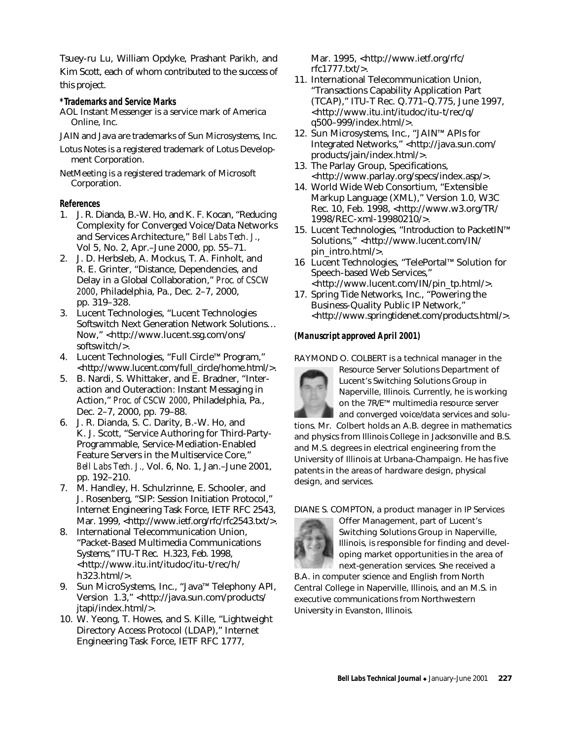Tsuey-ru Lu, William Opdyke, Prashant Parikh, and Kim Scott, each of whom contributed to the success of this project.

**\*Trademarks and Service Marks**

AOL Instant Messenger is a service mark of America Online, Inc.

JAIN and Java are trademarks of Sun Microsystems, Inc.

Lotus Notes is a registered trademark of Lotus Development Corporation.

NetMeeting is a registered trademark of Microsoft Corporation.

**References**

1. J. R. Dianda, B.-W. Ho, and K. F. Kocan, "Reducing Complexity for Converged Voice/Data Networks and Services Architecture," *Bell Labs Tech. J.*, Vol 5, No. 2, Apr.–June 2000, pp. 55–71.
2. J. D. Herbsleb, A. Mockus, T. A. Finholt, and R. E. Grinter, "Distance, Dependencies, and Delay in a Global Collaboration," *Proc. of CSCW 2000*, Philadelphia, Pa., Dec. 2–7, 2000, pp. 319–328.
3. Lucent Technologies, "Lucent Technologies Softswitch Next Generation Network Solutions… Now," <http://www.lucent.ssg.com/ons/softswitch/>.
4. Lucent Technologies, "Full Circle™ Program," <http://www.lucent.com/full_circle/home.html/>.
5. B. Nardi, S. Whittaker, and E. Bradner, "Interaction and Outeraction: Instant Messaging in Action," *Proc. of CSCW 2000*, Philadelphia, Pa., Dec. 2–7, 2000, pp. 79–88.
6. J. R. Dianda, S. C. Darity, B.-W. Ho, and K. J. Scott, "Service Authoring for Third-Party-Programmable, Service-Mediation-Enabled Feature Servers in the Multiservice Core," *Bell Labs Tech. J.*, Vol. 6, No. 1, Jan.–June 2001, pp. 192–210.
7. M. Handley, H. Schulzrinne, E. Schooler, and J. Rosenberg, "SIP: Session Initiation Protocol," Internet Engineering Task Force, IETF RFC 2543, Mar. 1999, <http://www.ietf.org/rfc/rfc2543.txt/>.
8. International Telecommunication Union, "Packet-Based Multimedia Communications Systems," ITU-T Rec. H.323, Feb. 1998, <http://www.itu.int/itudoc/itu-t/rec/h/h323.html/>.
9. Sun MicroSystems, Inc., "Java™ Telephony API, Version 1.3," <http://java.sun.com/products/jtapi/index.html/>.
10. W. Yeong, T. Howes, and S. Kille, "Lightweight Directory Access Protocol (LDAP)," Internet Engineering Task Force, IETF RFC 1777, Mar. 1995, <http://www.ietf.org/rfc/rfc1777.txt/>.
11. International Telecommunication Union, "Transactions Capability Application Part (TCAP)," ITU-T Rec. Q.771–Q.775, June 1997, <http://www.itu.int/itudoc/itu-t/rec/q/q500–999/index.html/>.
12. Sun Microsystems, Inc., "JAIN™ APIs for Integrated Networks," <http://java.sun.com/products/jain/index.html/>.
13. The Parlay Group, Specifications, <http://www.parlay.org/specs/index.asp/>.
14. World Wide Web Consortium, "Extensible Markup Language (XML)," Version 1.0, W3C Rec. 10, Feb. 1998, <http://www.w3.org/TR/1998/REC-xml-19980210/>.
15. Lucent Technologies, "Introduction to PacketIN™ Solutions," <http://www.lucent.com/IN/pin_intro.html/>.
16. Lucent Technologies, "TelePortal™ Solution for Speech-based Web Services," <http://www.lucent.com/IN/pin_tp.html/>.
17. Spring Tide Networks, Inc., "Powering the Business-Quality Public IP Network," <http://www.springtidenet.com/products.html/>.

***(Manuscript approved April 2001)***

RAYMOND O. COLBERT is a technical manager in the Resource Server Solutions Department of Lucent's Switching Solutions Group in Naperville, Illinois. Currently, he is working on the 7R/E™ multimedia resource server and converged voice/data services and solutions. Mr. Colbert holds an A.B. degree in mathematics and physics from Illinois College in Jacksonville and B.S. and M.S. degrees in electrical engineering from the University of Illinois at Urbana-Champaign. He has five patents in the areas of hardware design, physical design, and services.

DIANE S. COMPTON, a product manager in IP Services Offer Management, part of Lucent's Switching Solutions Group in Naperville, Illinois, is responsible for finding and developing market opportunities in the area of next-generation services. She received a B.A. in computer science and English from North Central College in Naperville, Illinois, and an M.S. in executive communications from Northwestern University in Evanston, Illinois.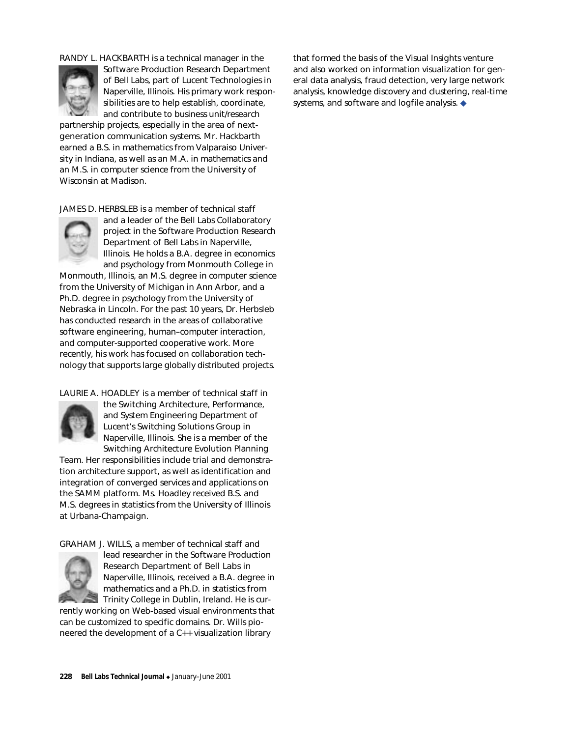RANDY L. HACKBARTH is a technical manager in the Software Production Research Department of Bell Labs, part of Lucent Technologies in Naperville, Illinois. His primary work responsibilities are to help establish, coordinate, and contribute to business unit/research partnership projects, especially in the area of next-generation communication systems. Mr. Hackbarth earned a B.S. in mathematics from Valparaiso University in Indiana, as well as an M.A. in mathematics and an M.S. in computer science from the University of Wisconsin at Madison.

JAMES D. HERBSLEB is a member of technical staff and a leader of the Bell Labs Collaboratory project in the Software Production Research Department of Bell Labs in Naperville, Illinois. He holds a B.A. degree in economics and psychology from Monmouth College in Monmouth, Illinois, an M.S. degree in computer science from the University of Michigan in Ann Arbor, and a Ph.D. degree in psychology from the University of Nebraska in Lincoln. For the past 10 years, Dr. Herbsleb has conducted research in the areas of collaborative software engineering, human–computer interaction, and computer-supported cooperative work. More recently, his work has focused on collaboration technology that supports large globally distributed projects.

LAURIE A. HOADLEY is a member of technical staff in the Switching Architecture, Performance, and System Engineering Department of Lucent's Switching Solutions Group in Naperville, Illinois. She is a member of the Switching Architecture Evolution Planning Team. Her responsibilities include trial and demonstration architecture support, as well as identification and integration of converged services and applications on the SAMM platform. Ms. Hoadley received B.S. and M.S. degrees in statistics from the University of Illinois at Urbana-Champaign.

GRAHAM J. WILLS, a member of technical staff and lead researcher in the Software Production Research Department of Bell Labs in Naperville, Illinois, received a B.A. degree in mathematics and a Ph.D. in statistics from Trinity College in Dublin, Ireland. He is currently working on Web-based visual environments that can be customized to specific domains. Dr. Wills pioneered the development of a C++ visualization library that formed the basis of the Visual Insights venture and also worked on information visualization for general data analysis, fraud detection, very large network analysis, knowledge discovery and clustering, real-time systems, and software and logfile analysis. ◆